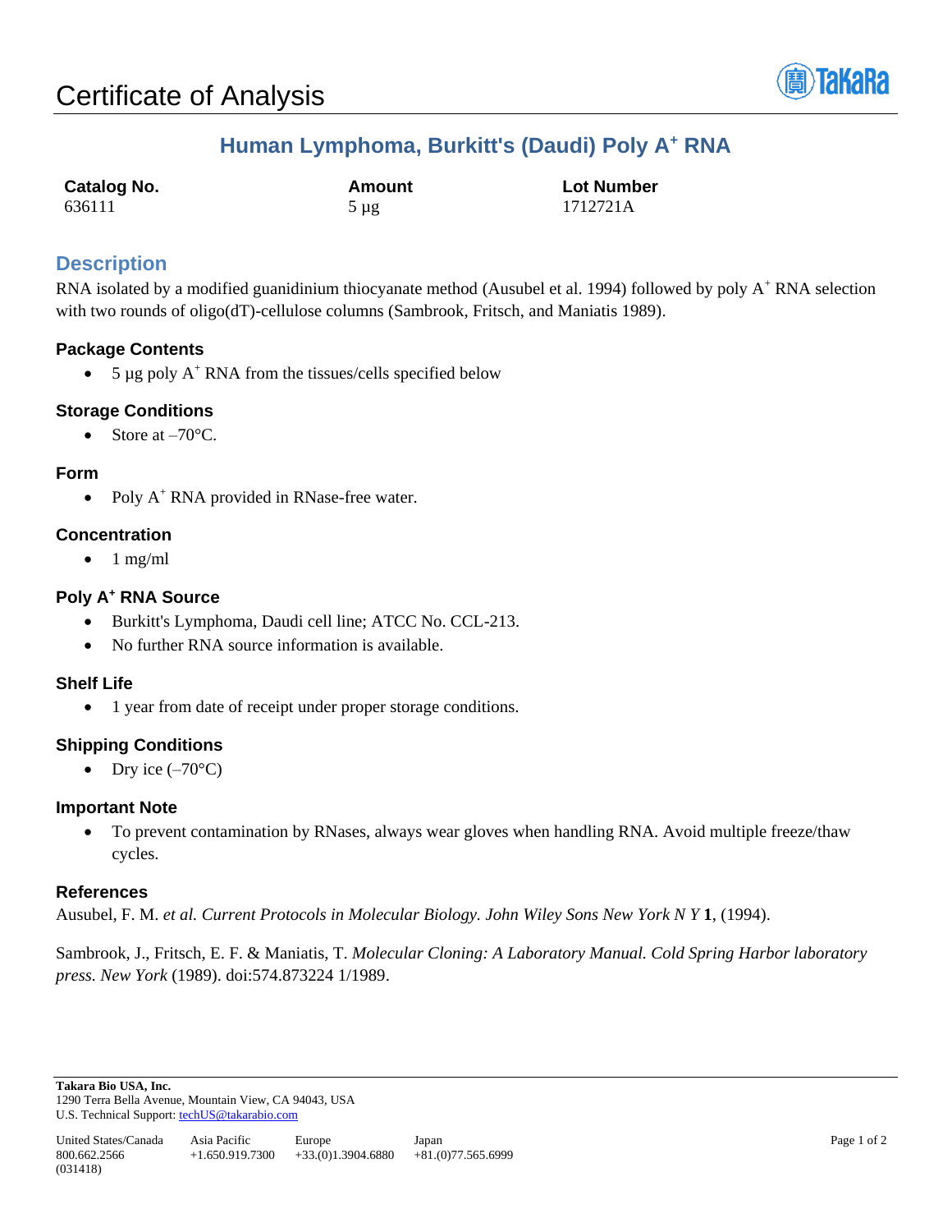# Certificate of Analysis

## Human Lymphoma, Burkitt's (Daudi) Poly A$^+$ RNA

| Catalog No. | Amount | Lot Number |
|---|---|---|
| 636111 | 5 µg | 1712721A |

## Description

RNA isolated by a modified guanidinium thiocyanate method (Ausubel et al. 1994) followed by poly A$^+$ RNA selection with two rounds of oligo(dT)-cellulose columns (Sambrook, Fritsch, and Maniatis 1989).

### Package Contents

- 5 µg poly A$^+$ RNA from the tissues/cells specified below

### Storage Conditions

- Store at –70°C.

### Form

- Poly A$^+$ RNA provided in RNase-free water.

### Concentration

- 1 mg/ml

### Poly A$^+$ RNA Source

- Burkitt's Lymphoma, Daudi cell line; ATCC No. CCL-213.
- No further RNA source information is available.

### Shelf Life

- 1 year from date of receipt under proper storage conditions.

### Shipping Conditions

- Dry ice (–70°C)

### Important Note

- To prevent contamination by RNases, always wear gloves when handling RNA. Avoid multiple freeze/thaw cycles.

### References

Ausubel, F. M. *et al. Current Protocols in Molecular Biology. John Wiley Sons New York N Y* **1**, (1994).

Sambrook, J., Fritsch, E. F. & Maniatis, T. *Molecular Cloning: A Laboratory Manual. Cold Spring Harbor laboratory press. New York* (1989). doi:574.873224 1/1989.

**Takara Bio USA, Inc.**
1290 Terra Bella Avenue, Mountain View, CA 94043, USA
U.S. Technical Support: techUS@takarabio.com

| United States/Canada | Asia Pacific | Europe | Japan |
|---|---|---|---|
| 800.662.2566 | +1.650.919.7300 | +33.(0)1.3904.6880 | +81.(0)77.565.6999 |

(031418)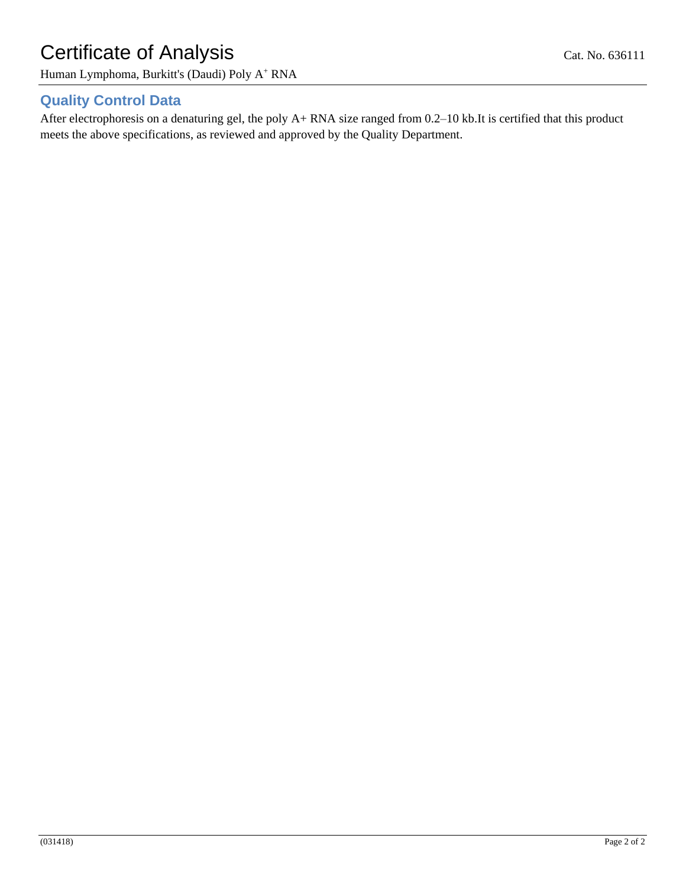# Certificate of Analysis

Cat. No. 636111

Human Lymphoma, Burkitt's (Daudi) Poly $A^+$ RNA

## Quality Control Data

After electrophoresis on a denaturing gel, the poly A+ RNA size ranged from 0.2–10 kb.It is certified that this product meets the above specifications, as reviewed and approved by the Quality Department.

(031418)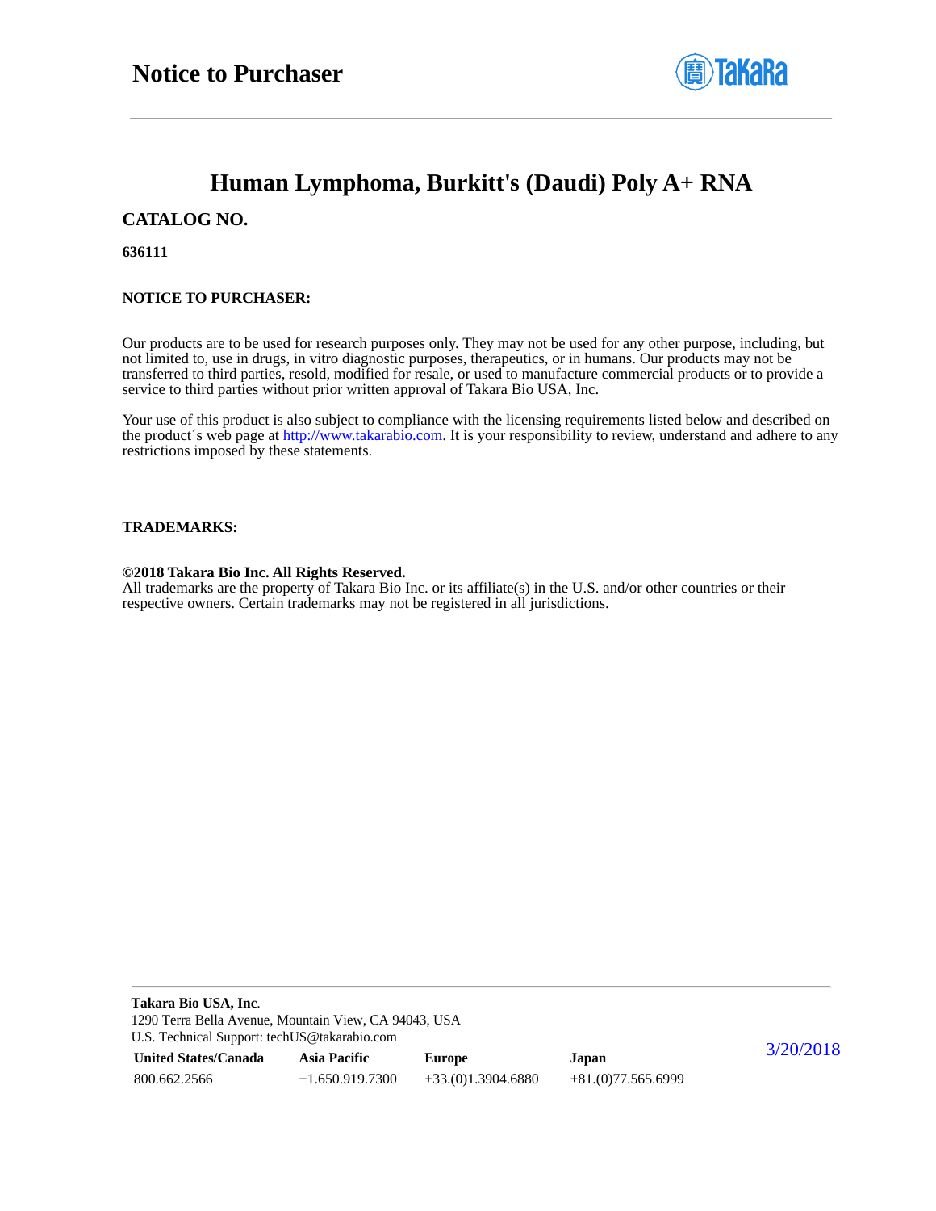# Notice to Purchaser

## Human Lymphoma, Burkitt's (Daudi) Poly A+ RNA

### CATALOG NO.

**636111**

**NOTICE TO PURCHASER:**

Our products are to be used for research purposes only. They may not be used for any other purpose, including, but not limited to, use in drugs, in vitro diagnostic purposes, therapeutics, or in humans. Our products may not be transferred to third parties, resold, modified for resale, or used to manufacture commercial products or to provide a service to third parties without prior written approval of Takara Bio USA, Inc.

Your use of this product is also subject to compliance with the licensing requirements listed below and described on the product´s web page at http://www.takarabio.com. It is your responsibility to review, understand and adhere to any restrictions imposed by these statements.

**TRADEMARKS:**

**©2018 Takara Bio Inc. All Rights Reserved.**
All trademarks are the property of Takara Bio Inc. or its affiliate(s) in the U.S. and/or other countries or their respective owners. Certain trademarks may not be registered in all jurisdictions.

**Takara Bio USA, Inc**.
1290 Terra Bella Avenue, Mountain View, CA 94043, USA
U.S. Technical Support: techUS@takarabio.com

| United States/Canada | Asia Pacific | Europe | Japan |
| --- | --- | --- | --- |
| 800.662.2566 | +1.650.919.7300 | +33.(0)1.3904.6880 | +81.(0)77.565.6999 |

3/20/2018